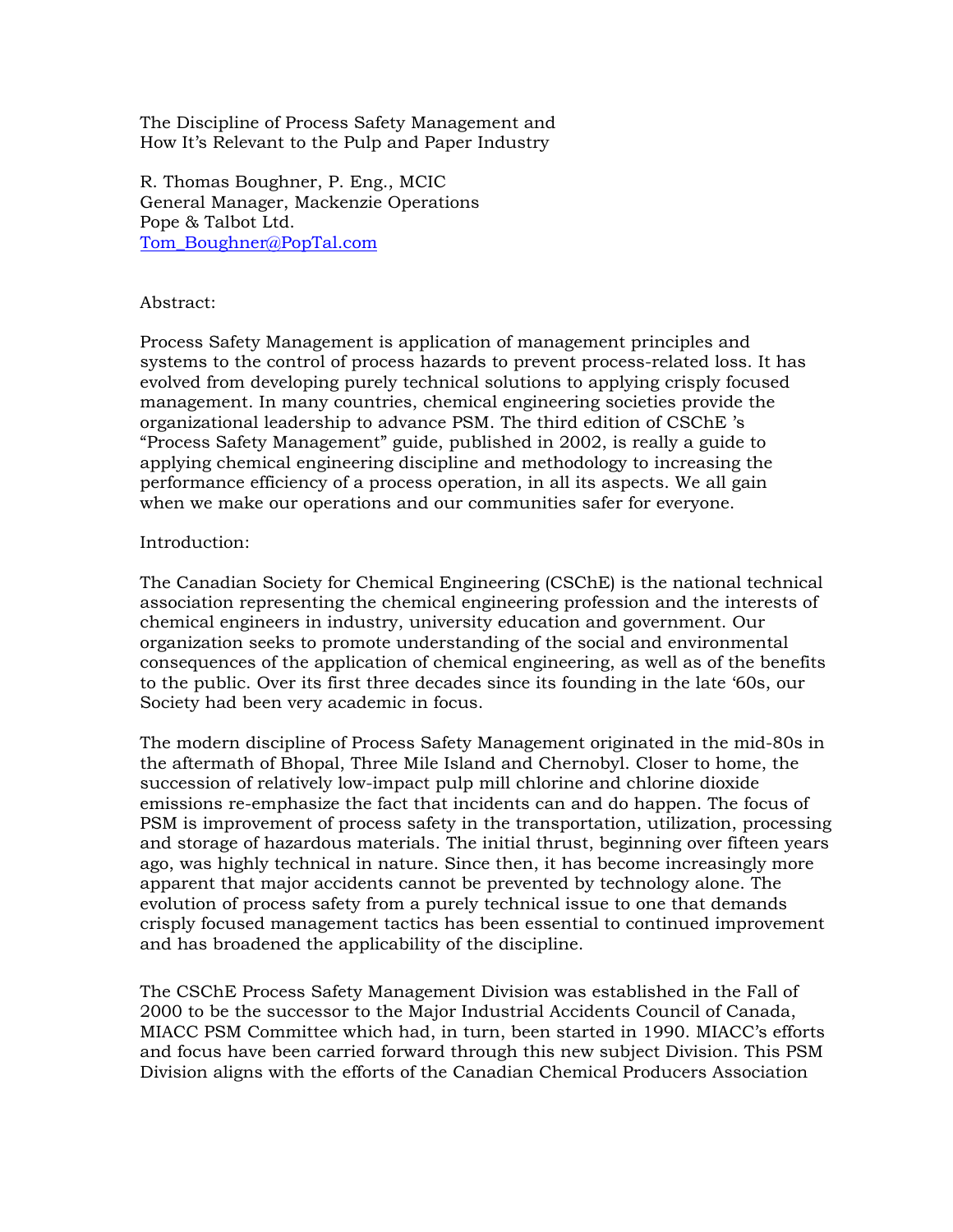# The Discipline of Process Safety Management and How It's Relevant to the Pulp and Paper Industry

R. Thomas Boughner, P. Eng., MCIC
General Manager, Mackenzie Operations
Pope & Talbot Ltd.
Tom_Boughner@PopTal.com

## Abstract:

Process Safety Management is application of management principles and systems to the control of process hazards to prevent process-related loss. It has evolved from developing purely technical solutions to applying crisply focused management. In many countries, chemical engineering societies provide the organizational leadership to advance PSM. The third edition of CSChE 's "Process Safety Management" guide, published in 2002, is really a guide to applying chemical engineering discipline and methodology to increasing the performance efficiency of a process operation, in all its aspects. We all gain when we make our operations and our communities safer for everyone.

## Introduction:

The Canadian Society for Chemical Engineering (CSChE) is the national technical association representing the chemical engineering profession and the interests of chemical engineers in industry, university education and government. Our organization seeks to promote understanding of the social and environmental consequences of the application of chemical engineering, as well as of the benefits to the public. Over its first three decades since its founding in the late '60s, our Society had been very academic in focus.

The modern discipline of Process Safety Management originated in the mid-80s in the aftermath of Bhopal, Three Mile Island and Chernobyl. Closer to home, the succession of relatively low-impact pulp mill chlorine and chlorine dioxide emissions re-emphasize the fact that incidents can and do happen. The focus of PSM is improvement of process safety in the transportation, utilization, processing and storage of hazardous materials. The initial thrust, beginning over fifteen years ago, was highly technical in nature. Since then, it has become increasingly more apparent that major accidents cannot be prevented by technology alone. The evolution of process safety from a purely technical issue to one that demands crisply focused management tactics has been essential to continued improvement and has broadened the applicability of the discipline.

The CSChE Process Safety Management Division was established in the Fall of 2000 to be the successor to the Major Industrial Accidents Council of Canada, MIACC PSM Committee which had, in turn, been started in 1990. MIACC's efforts and focus have been carried forward through this new subject Division. This PSM Division aligns with the efforts of the Canadian Chemical Producers Association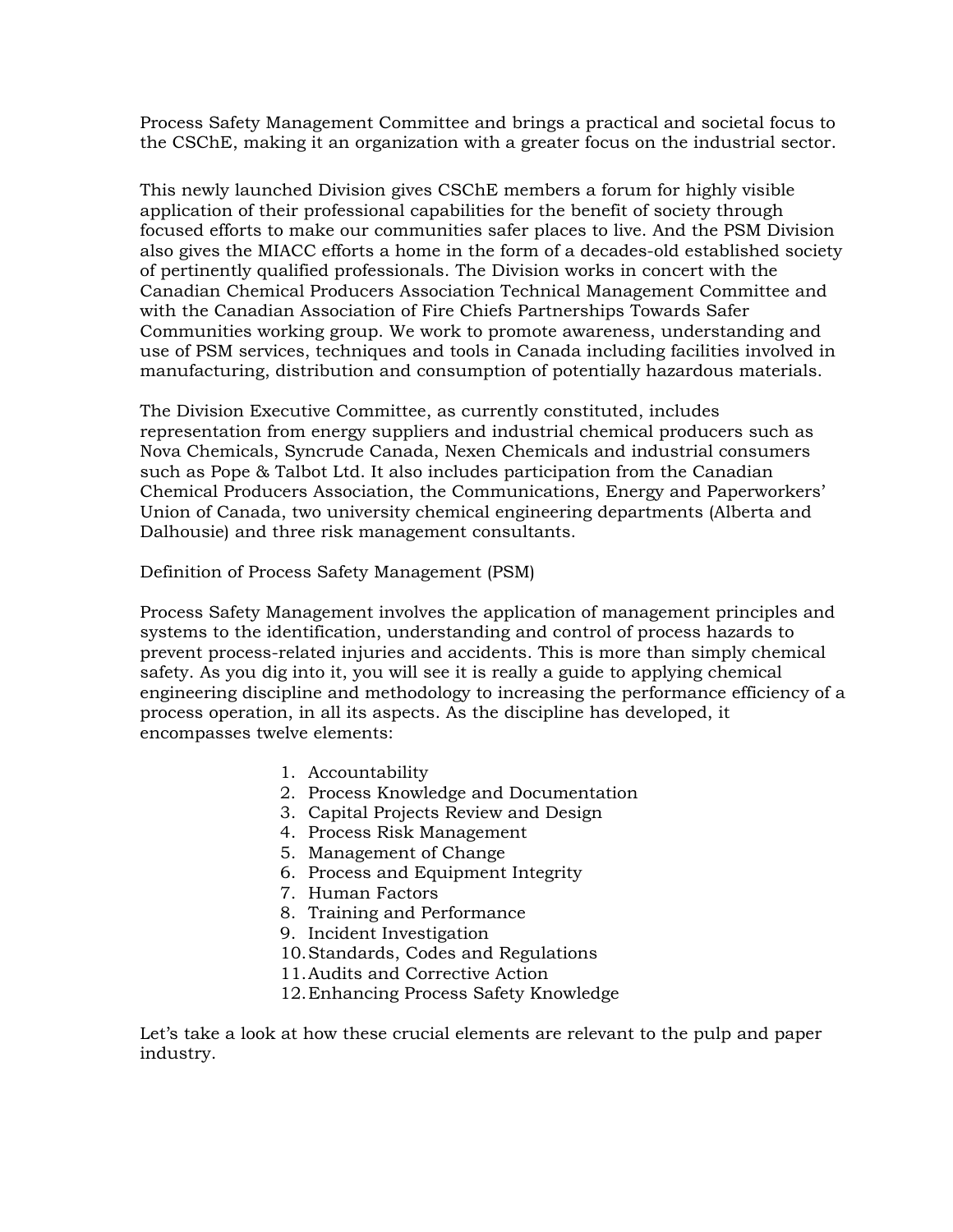Process Safety Management Committee and brings a practical and societal focus to the CSChE, making it an organization with a greater focus on the industrial sector.

This newly launched Division gives CSChE members a forum for highly visible application of their professional capabilities for the benefit of society through focused efforts to make our communities safer places to live. And the PSM Division also gives the MIACC efforts a home in the form of a decades-old established society of pertinently qualified professionals. The Division works in concert with the Canadian Chemical Producers Association Technical Management Committee and with the Canadian Association of Fire Chiefs Partnerships Towards Safer Communities working group. We work to promote awareness, understanding and use of PSM services, techniques and tools in Canada including facilities involved in manufacturing, distribution and consumption of potentially hazardous materials.

The Division Executive Committee, as currently constituted, includes representation from energy suppliers and industrial chemical producers such as Nova Chemicals, Syncrude Canada, Nexen Chemicals and industrial consumers such as Pope & Talbot Ltd. It also includes participation from the Canadian Chemical Producers Association, the Communications, Energy and Paperworkers' Union of Canada, two university chemical engineering departments (Alberta and Dalhousie) and three risk management consultants.

## Definition of Process Safety Management (PSM)

Process Safety Management involves the application of management principles and systems to the identification, understanding and control of process hazards to prevent process-related injuries and accidents. This is more than simply chemical safety. As you dig into it, you will see it is really a guide to applying chemical engineering discipline and methodology to increasing the performance efficiency of a process operation, in all its aspects. As the discipline has developed, it encompasses twelve elements:

1. Accountability
2. Process Knowledge and Documentation
3. Capital Projects Review and Design
4. Process Risk Management
5. Management of Change
6. Process and Equipment Integrity
7. Human Factors
8. Training and Performance
9. Incident Investigation
10. Standards, Codes and Regulations
11. Audits and Corrective Action
12. Enhancing Process Safety Knowledge

Let's take a look at how these crucial elements are relevant to the pulp and paper industry.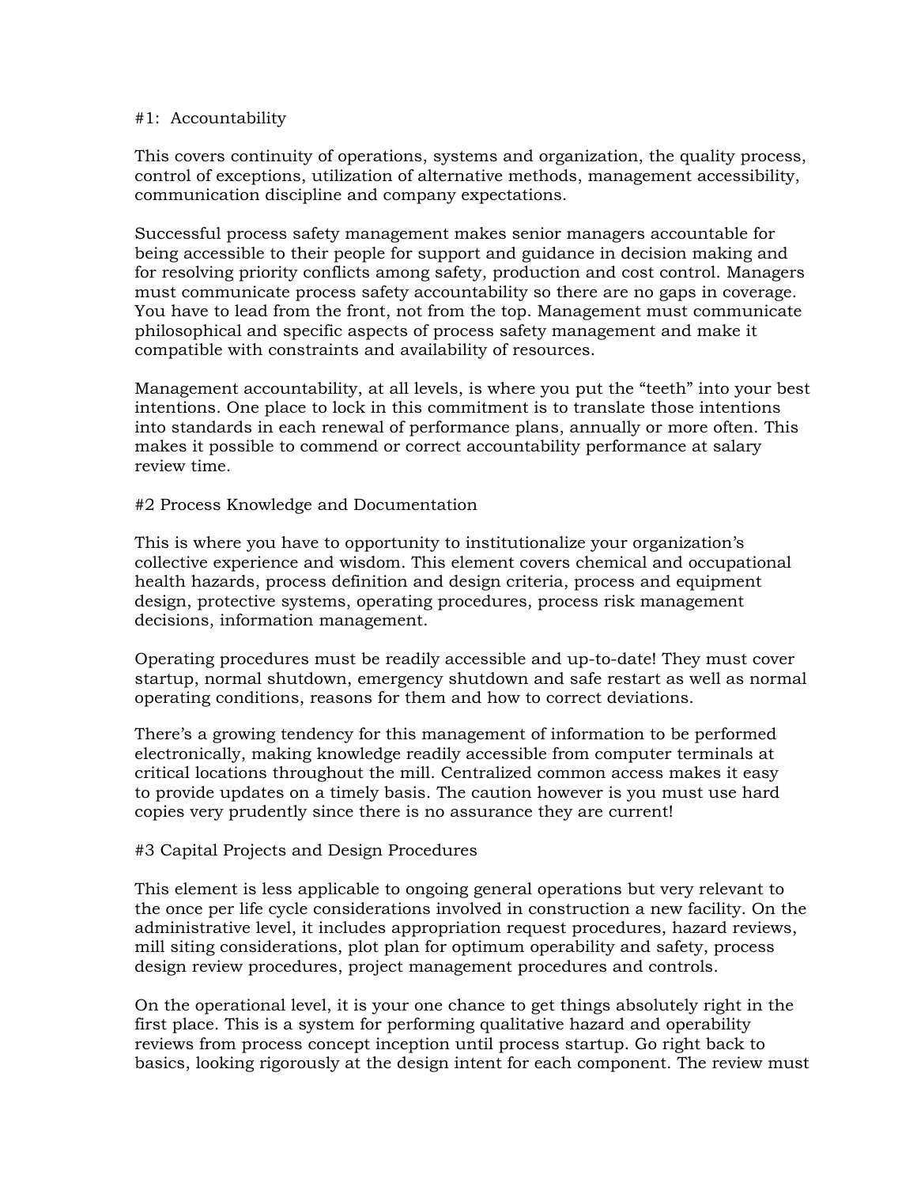#1: Accountability

This covers continuity of operations, systems and organization, the quality process, control of exceptions, utilization of alternative methods, management accessibility, communication discipline and company expectations.

Successful process safety management makes senior managers accountable for being accessible to their people for support and guidance in decision making and for resolving priority conflicts among safety, production and cost control. Managers must communicate process safety accountability so there are no gaps in coverage. You have to lead from the front, not from the top. Management must communicate philosophical and specific aspects of process safety management and make it compatible with constraints and availability of resources.

Management accountability, at all levels, is where you put the "teeth" into your best intentions. One place to lock in this commitment is to translate those intentions into standards in each renewal of performance plans, annually or more often. This makes it possible to commend or correct accountability performance at salary review time.

#2 Process Knowledge and Documentation

This is where you have to opportunity to institutionalize your organization's collective experience and wisdom. This element covers chemical and occupational health hazards, process definition and design criteria, process and equipment design, protective systems, operating procedures, process risk management decisions, information management.

Operating procedures must be readily accessible and up-to-date! They must cover startup, normal shutdown, emergency shutdown and safe restart as well as normal operating conditions, reasons for them and how to correct deviations.

There's a growing tendency for this management of information to be performed electronically, making knowledge readily accessible from computer terminals at critical locations throughout the mill. Centralized common access makes it easy to provide updates on a timely basis. The caution however is you must use hard copies very prudently since there is no assurance they are current!

#3 Capital Projects and Design Procedures

This element is less applicable to ongoing general operations but very relevant to the once per life cycle considerations involved in construction a new facility. On the administrative level, it includes appropriation request procedures, hazard reviews, mill siting considerations, plot plan for optimum operability and safety, process design review procedures, project management procedures and controls.

On the operational level, it is your one chance to get things absolutely right in the first place. This is a system for performing qualitative hazard and operability reviews from process concept inception until process startup. Go right back to basics, looking rigorously at the design intent for each component. The review must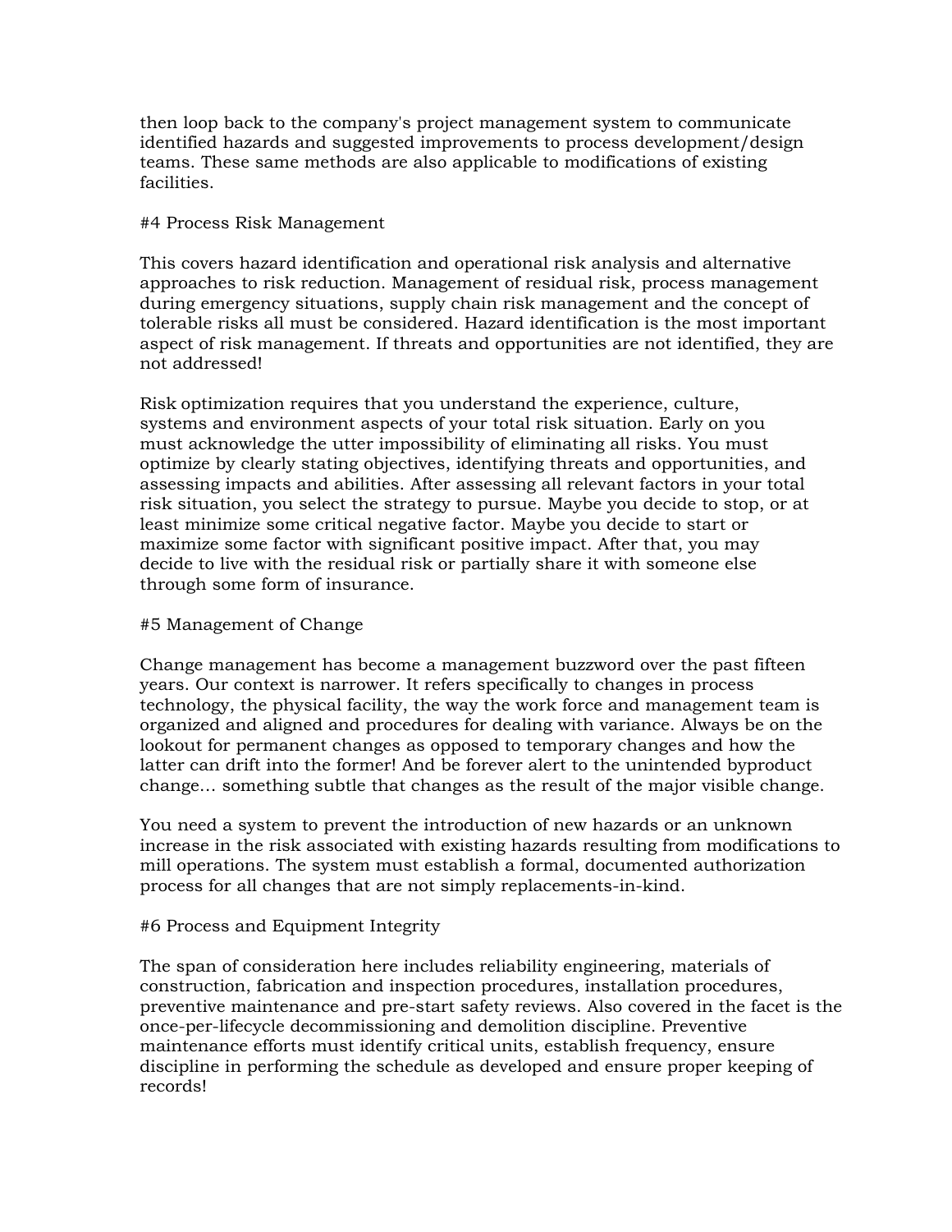then loop back to the company's project management system to communicate identified hazards and suggested improvements to process development/design teams. These same methods are also applicable to modifications of existing facilities.

#4 Process Risk Management

This covers hazard identification and operational risk analysis and alternative approaches to risk reduction. Management of residual risk, process management during emergency situations, supply chain risk management and the concept of tolerable risks all must be considered. Hazard identification is the most important aspect of risk management. If threats and opportunities are not identified, they are not addressed!

Risk optimization requires that you understand the experience, culture, systems and environment aspects of your total risk situation. Early on you must acknowledge the utter impossibility of eliminating all risks. You must optimize by clearly stating objectives, identifying threats and opportunities, and assessing impacts and abilities. After assessing all relevant factors in your total risk situation, you select the strategy to pursue. Maybe you decide to stop, or at least minimize some critical negative factor. Maybe you decide to start or maximize some factor with significant positive impact. After that, you may decide to live with the residual risk or partially share it with someone else through some form of insurance.

#5 Management of Change

Change management has become a management buzzword over the past fifteen years. Our context is narrower. It refers specifically to changes in process technology, the physical facility, the way the work force and management team is organized and aligned and procedures for dealing with variance. Always be on the lookout for permanent changes as opposed to temporary changes and how the latter can drift into the former! And be forever alert to the unintended byproduct change… something subtle that changes as the result of the major visible change.

You need a system to prevent the introduction of new hazards or an unknown increase in the risk associated with existing hazards resulting from modifications to mill operations. The system must establish a formal, documented authorization process for all changes that are not simply replacements-in-kind.

#6 Process and Equipment Integrity

The span of consideration here includes reliability engineering, materials of construction, fabrication and inspection procedures, installation procedures, preventive maintenance and pre-start safety reviews. Also covered in the facet is the once-per-lifecycle decommissioning and demolition discipline. Preventive maintenance efforts must identify critical units, establish frequency, ensure discipline in performing the schedule as developed and ensure proper keeping of records!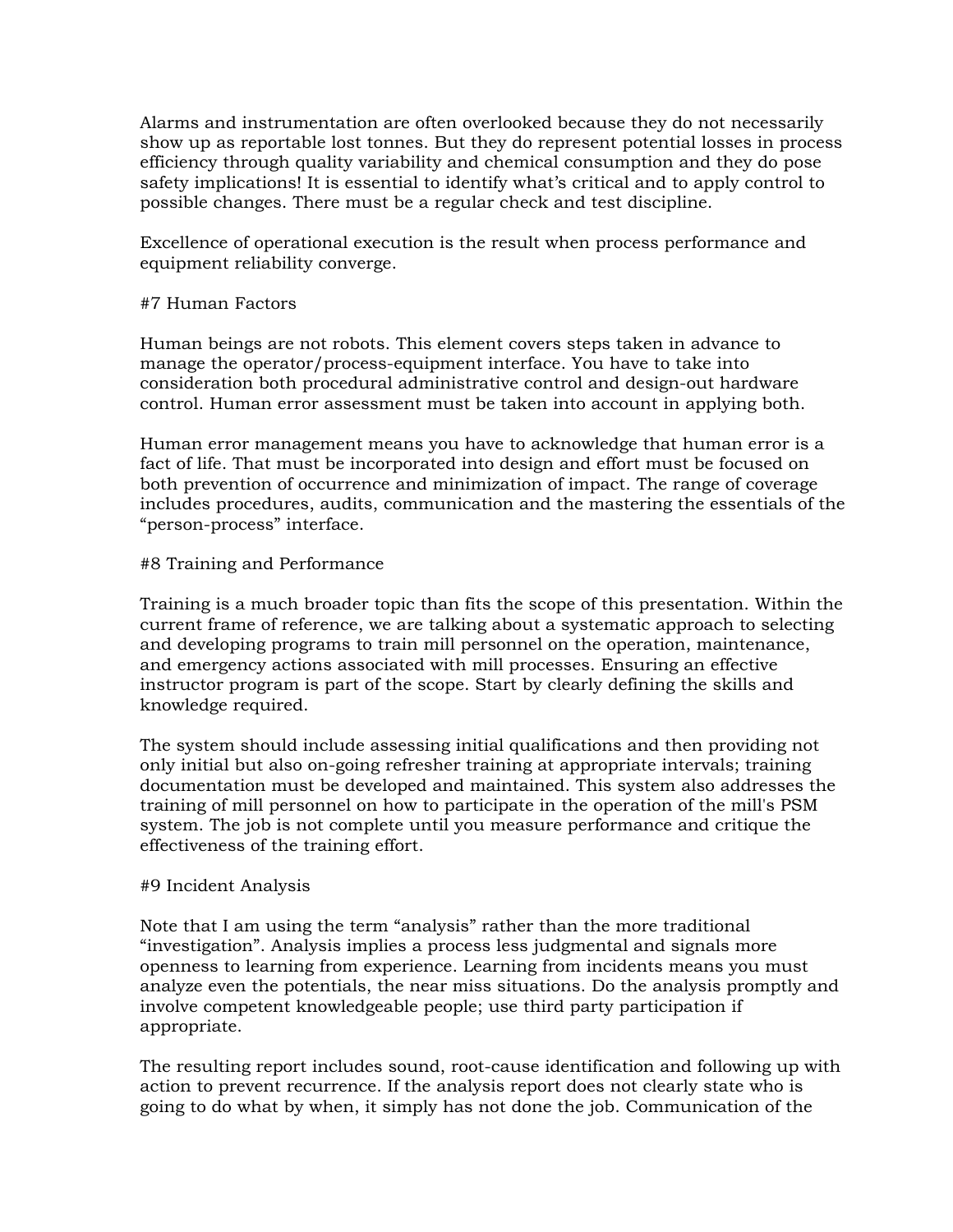Alarms and instrumentation are often overlooked because they do not necessarily show up as reportable lost tonnes. But they do represent potential losses in process efficiency through quality variability and chemical consumption and they do pose safety implications! It is essential to identify what's critical and to apply control to possible changes. There must be a regular check and test discipline.

Excellence of operational execution is the result when process performance and equipment reliability converge.

#7 Human Factors

Human beings are not robots. This element covers steps taken in advance to manage the operator/process-equipment interface. You have to take into consideration both procedural administrative control and design-out hardware control. Human error assessment must be taken into account in applying both.

Human error management means you have to acknowledge that human error is a fact of life. That must be incorporated into design and effort must be focused on both prevention of occurrence and minimization of impact. The range of coverage includes procedures, audits, communication and the mastering the essentials of the "person-process" interface.

#8 Training and Performance

Training is a much broader topic than fits the scope of this presentation. Within the current frame of reference, we are talking about a systematic approach to selecting and developing programs to train mill personnel on the operation, maintenance, and emergency actions associated with mill processes. Ensuring an effective instructor program is part of the scope. Start by clearly defining the skills and knowledge required.

The system should include assessing initial qualifications and then providing not only initial but also on-going refresher training at appropriate intervals; training documentation must be developed and maintained. This system also addresses the training of mill personnel on how to participate in the operation of the mill's PSM system. The job is not complete until you measure performance and critique the effectiveness of the training effort.

#9 Incident Analysis

Note that I am using the term "analysis" rather than the more traditional "investigation". Analysis implies a process less judgmental and signals more openness to learning from experience. Learning from incidents means you must analyze even the potentials, the near miss situations. Do the analysis promptly and involve competent knowledgeable people; use third party participation if appropriate.

The resulting report includes sound, root-cause identification and following up with action to prevent recurrence. If the analysis report does not clearly state who is going to do what by when, it simply has not done the job. Communication of the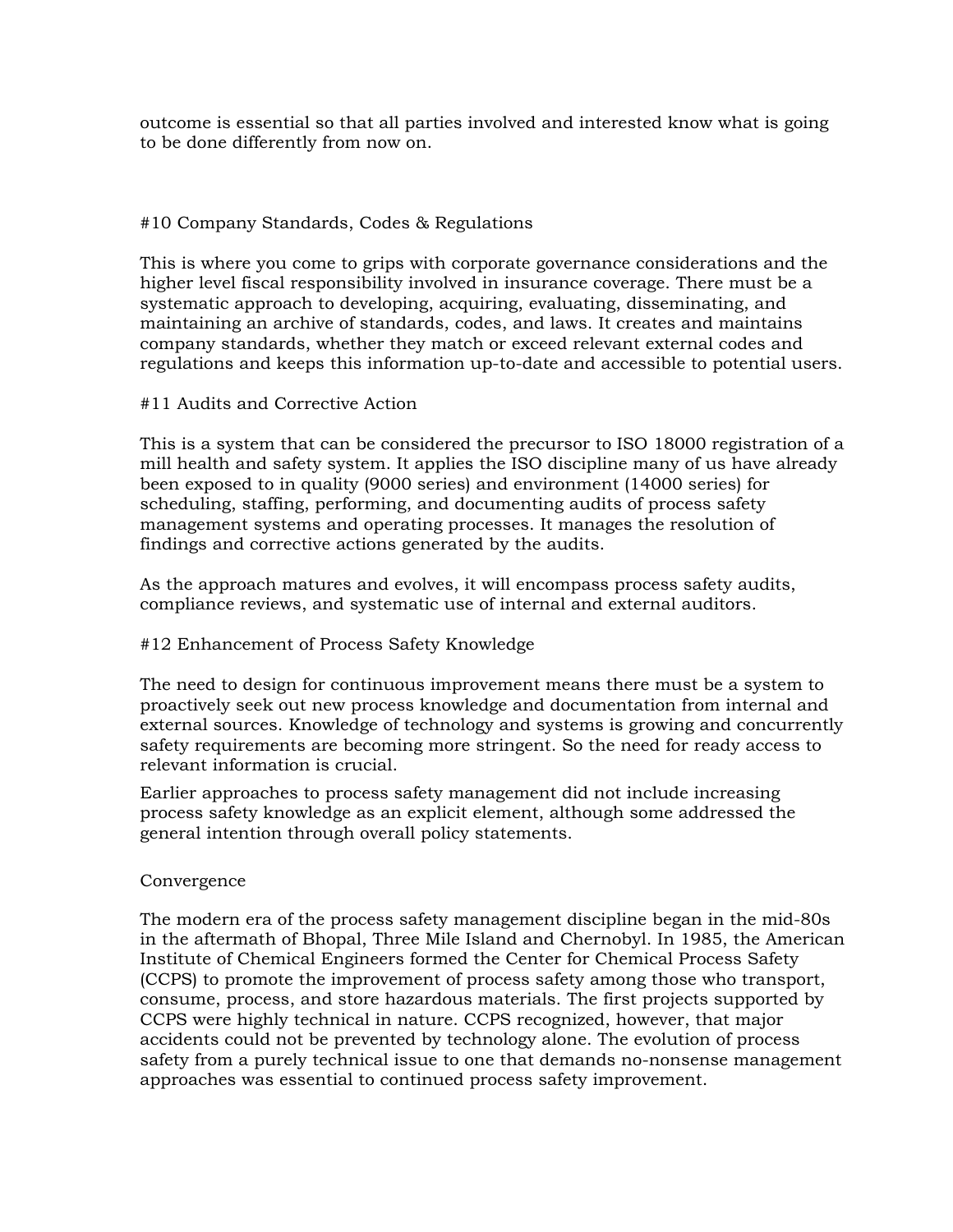outcome is essential so that all parties involved and interested know what is going to be done differently from now on.

## #10 Company Standards, Codes & Regulations

This is where you come to grips with corporate governance considerations and the higher level fiscal responsibility involved in insurance coverage. There must be a systematic approach to developing, acquiring, evaluating, disseminating, and maintaining an archive of standards, codes, and laws. It creates and maintains company standards, whether they match or exceed relevant external codes and regulations and keeps this information up-to-date and accessible to potential users.

## #11 Audits and Corrective Action

This is a system that can be considered the precursor to ISO 18000 registration of a mill health and safety system. It applies the ISO discipline many of us have already been exposed to in quality (9000 series) and environment (14000 series) for scheduling, staffing, performing, and documenting audits of process safety management systems and operating processes. It manages the resolution of findings and corrective actions generated by the audits.

As the approach matures and evolves, it will encompass process safety audits, compliance reviews, and systematic use of internal and external auditors.

## #12 Enhancement of Process Safety Knowledge

The need to design for continuous improvement means there must be a system to proactively seek out new process knowledge and documentation from internal and external sources. Knowledge of technology and systems is growing and concurrently safety requirements are becoming more stringent. So the need for ready access to relevant information is crucial.

Earlier approaches to process safety management did not include increasing process safety knowledge as an explicit element, although some addressed the general intention through overall policy statements.

## Convergence

The modern era of the process safety management discipline began in the mid-80s in the aftermath of Bhopal, Three Mile Island and Chernobyl. In 1985, the American Institute of Chemical Engineers formed the Center for Chemical Process Safety (CCPS) to promote the improvement of process safety among those who transport, consume, process, and store hazardous materials. The first projects supported by CCPS were highly technical in nature. CCPS recognized, however, that major accidents could not be prevented by technology alone. The evolution of process safety from a purely technical issue to one that demands no-nonsense management approaches was essential to continued process safety improvement.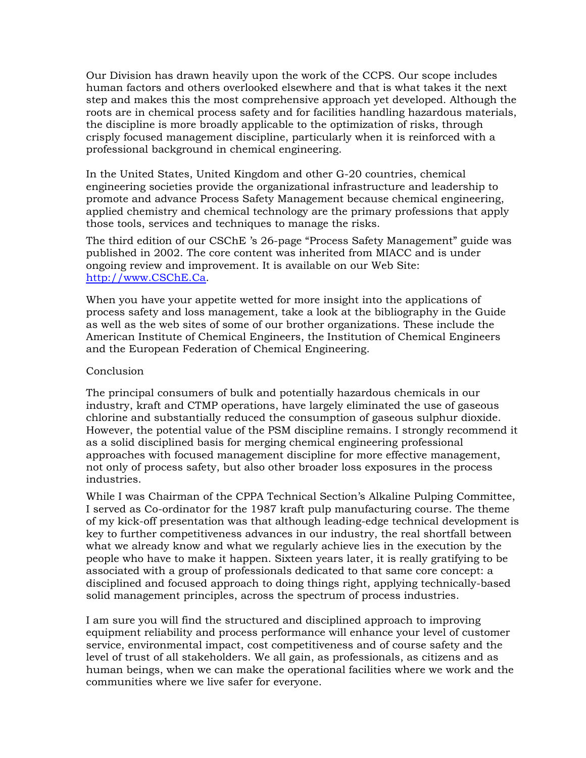Our Division has drawn heavily upon the work of the CCPS. Our scope includes human factors and others overlooked elsewhere and that is what takes it the next step and makes this the most comprehensive approach yet developed. Although the roots are in chemical process safety and for facilities handling hazardous materials, the discipline is more broadly applicable to the optimization of risks, through crisply focused management discipline, particularly when it is reinforced with a professional background in chemical engineering.

In the United States, United Kingdom and other G-20 countries, chemical engineering societies provide the organizational infrastructure and leadership to promote and advance Process Safety Management because chemical engineering, applied chemistry and chemical technology are the primary professions that apply those tools, services and techniques to manage the risks.

The third edition of our CSChE 's 26-page "Process Safety Management" guide was published in 2002. The core content was inherited from MIACC and is under ongoing review and improvement. It is available on our Web Site: [http://www.CSChE.Ca](http://www.CSChE.Ca).

When you have your appetite wetted for more insight into the applications of process safety and loss management, take a look at the bibliography in the Guide as well as the web sites of some of our brother organizations. These include the American Institute of Chemical Engineers, the Institution of Chemical Engineers and the European Federation of Chemical Engineering.

## Conclusion

The principal consumers of bulk and potentially hazardous chemicals in our industry, kraft and CTMP operations, have largely eliminated the use of gaseous chlorine and substantially reduced the consumption of gaseous sulphur dioxide. However, the potential value of the PSM discipline remains. I strongly recommend it as a solid disciplined basis for merging chemical engineering professional approaches with focused management discipline for more effective management, not only of process safety, but also other broader loss exposures in the process industries.

While I was Chairman of the CPPA Technical Section's Alkaline Pulping Committee, I served as Co-ordinator for the 1987 kraft pulp manufacturing course. The theme of my kick-off presentation was that although leading-edge technical development is key to further competitiveness advances in our industry, the real shortfall between what we already know and what we regularly achieve lies in the execution by the people who have to make it happen. Sixteen years later, it is really gratifying to be associated with a group of professionals dedicated to that same core concept: a disciplined and focused approach to doing things right, applying technically-based solid management principles, across the spectrum of process industries.

I am sure you will find the structured and disciplined approach to improving equipment reliability and process performance will enhance your level of customer service, environmental impact, cost competitiveness and of course safety and the level of trust of all stakeholders. We all gain, as professionals, as citizens and as human beings, when we can make the operational facilities where we work and the communities where we live safer for everyone.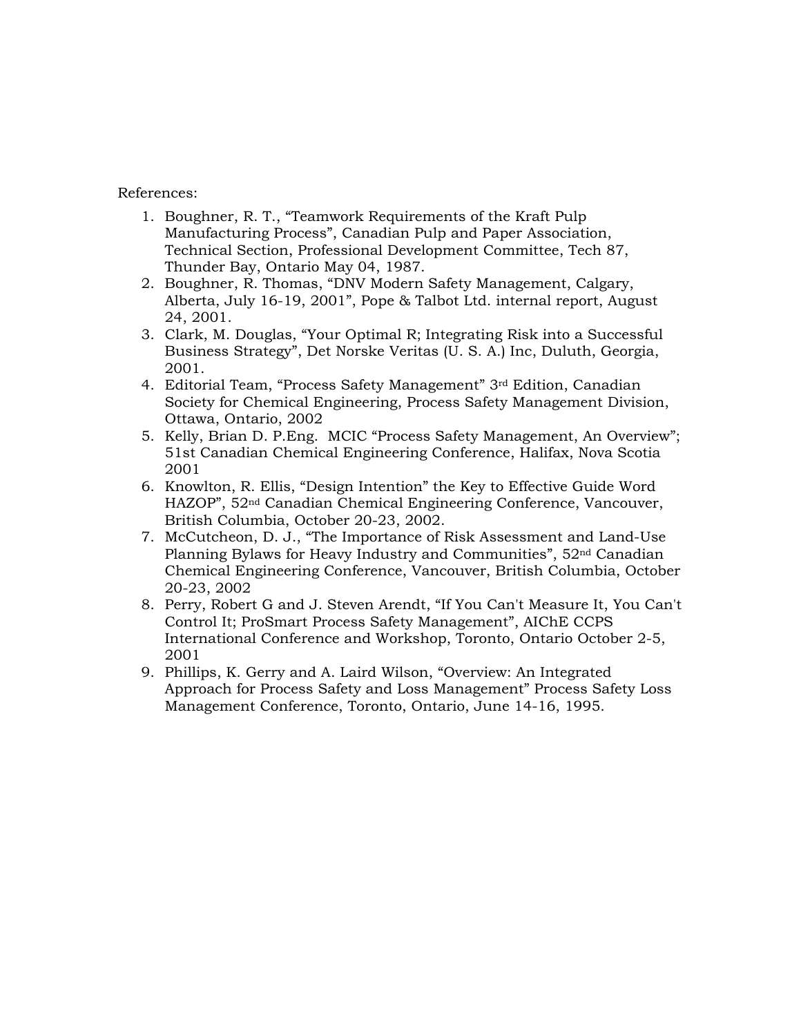References:

1. Boughner, R. T., "Teamwork Requirements of the Kraft Pulp Manufacturing Process", Canadian Pulp and Paper Association, Technical Section, Professional Development Committee, Tech 87, Thunder Bay, Ontario May 04, 1987.
2. Boughner, R. Thomas, "DNV Modern Safety Management, Calgary, Alberta, July 16-19, 2001", Pope & Talbot Ltd. internal report, August 24, 2001.
3. Clark, M. Douglas, "Your Optimal R; Integrating Risk into a Successful Business Strategy", Det Norske Veritas (U. S. A.) Inc, Duluth, Georgia, 2001.
4. Editorial Team, "Process Safety Management" 3rd Edition, Canadian Society for Chemical Engineering, Process Safety Management Division, Ottawa, Ontario, 2002
5. Kelly, Brian D. P.Eng. MCIC "Process Safety Management, An Overview"; 51st Canadian Chemical Engineering Conference, Halifax, Nova Scotia 2001
6. Knowlton, R. Ellis, "Design Intention" the Key to Effective Guide Word HAZOP", 52nd Canadian Chemical Engineering Conference, Vancouver, British Columbia, October 20-23, 2002.
7. McCutcheon, D. J., "The Importance of Risk Assessment and Land-Use Planning Bylaws for Heavy Industry and Communities", 52nd Canadian Chemical Engineering Conference, Vancouver, British Columbia, October 20-23, 2002
8. Perry, Robert G and J. Steven Arendt, "If You Can't Measure It, You Can't Control It; ProSmart Process Safety Management", AIChE CCPS International Conference and Workshop, Toronto, Ontario October 2-5, 2001
9. Phillips, K. Gerry and A. Laird Wilson, "Overview: An Integrated Approach for Process Safety and Loss Management" Process Safety Loss Management Conference, Toronto, Ontario, June 14-16, 1995.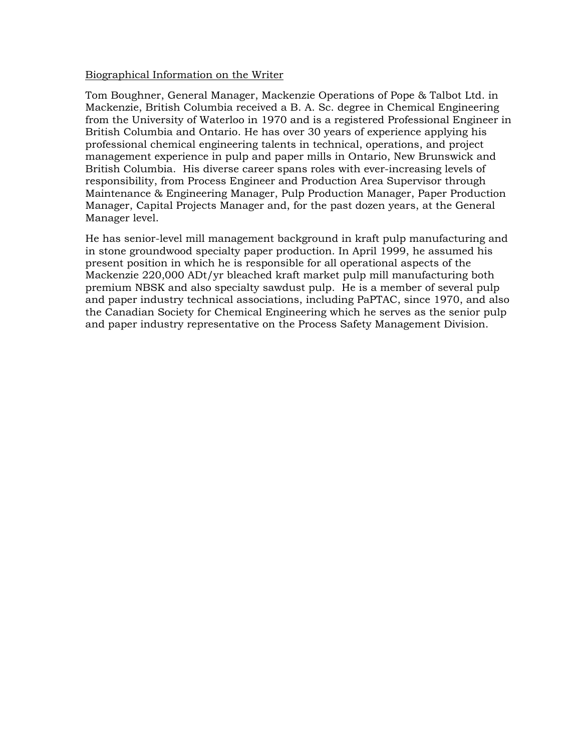Biographical Information on the Writer

Tom Boughner, General Manager, Mackenzie Operations of Pope & Talbot Ltd. in Mackenzie, British Columbia received a B. A. Sc. degree in Chemical Engineering from the University of Waterloo in 1970 and is a registered Professional Engineer in British Columbia and Ontario. He has over 30 years of experience applying his professional chemical engineering talents in technical, operations, and project management experience in pulp and paper mills in Ontario, New Brunswick and British Columbia. His diverse career spans roles with ever-increasing levels of responsibility, from Process Engineer and Production Area Supervisor through Maintenance & Engineering Manager, Pulp Production Manager, Paper Production Manager, Capital Projects Manager and, for the past dozen years, at the General Manager level.

He has senior-level mill management background in kraft pulp manufacturing and in stone groundwood specialty paper production. In April 1999, he assumed his present position in which he is responsible for all operational aspects of the Mackenzie 220,000 ADt/yr bleached kraft market pulp mill manufacturing both premium NBSK and also specialty sawdust pulp. He is a member of several pulp and paper industry technical associations, including PaPTAC, since 1970, and also the Canadian Society for Chemical Engineering which he serves as the senior pulp and paper industry representative on the Process Safety Management Division.